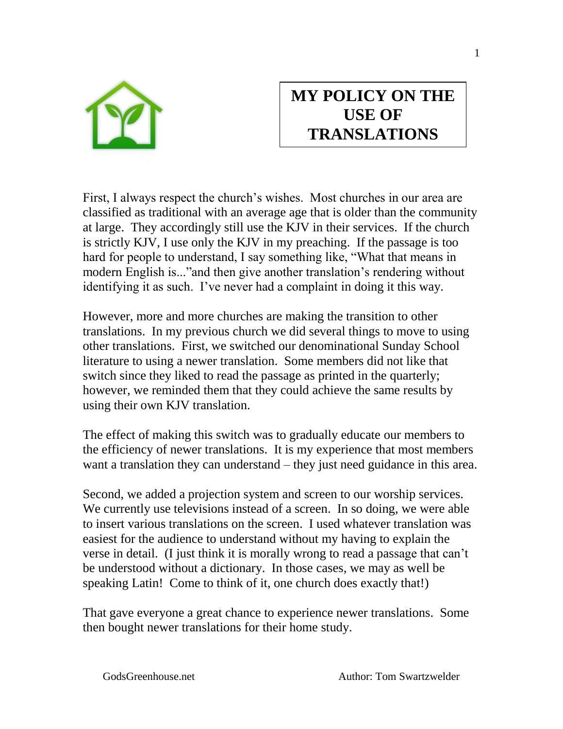# MY POLICY ON THE USE OF TRANSLATIONS

First, I always respect the church's wishes. Most churches in our area are classified as traditional with an average age that is older than the community at large. They accordingly still use the KJV in their services. If the church is strictly KJV, I use only the KJV in my preaching. If the passage is too hard for people to understand, I say something like, "What that means in modern English is..."and then give another translation's rendering without identifying it as such. I've never had a complaint in doing it this way.

However, more and more churches are making the transition to other translations. In my previous church we did several things to move to using other translations. First, we switched our denominational Sunday School literature to using a newer translation. Some members did not like that switch since they liked to read the passage as printed in the quarterly; however, we reminded them that they could achieve the same results by using their own KJV translation.

The effect of making this switch was to gradually educate our members to the efficiency of newer translations. It is my experience that most members want a translation they can understand – they just need guidance in this area.

Second, we added a projection system and screen to our worship services. We currently use televisions instead of a screen. In so doing, we were able to insert various translations on the screen. I used whatever translation was easiest for the audience to understand without my having to explain the verse in detail. (I just think it is morally wrong to read a passage that can't be understood without a dictionary. In those cases, we may as well be speaking Latin! Come to think of it, one church does exactly that!)

That gave everyone a great chance to experience newer translations. Some then bought newer translations for their home study.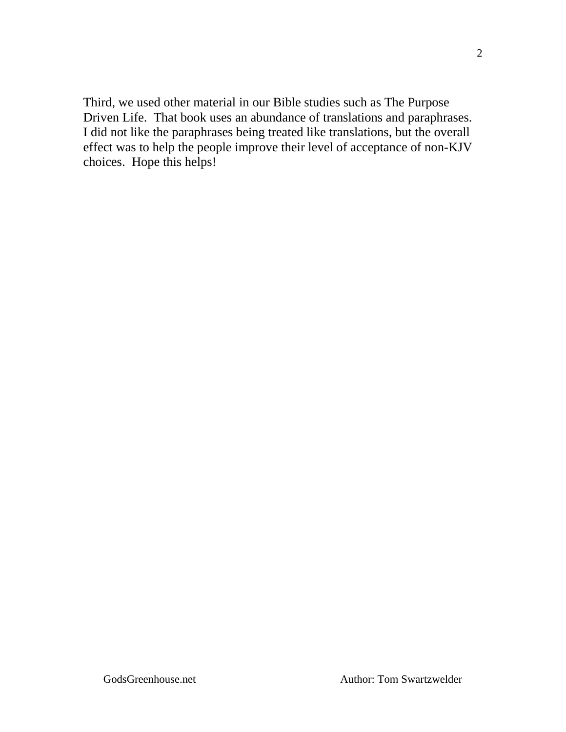Third, we used other material in our Bible studies such as The Purpose Driven Life. That book uses an abundance of translations and paraphrases. I did not like the paraphrases being treated like translations, but the overall effect was to help the people improve their level of acceptance of non-KJV choices. Hope this helps!